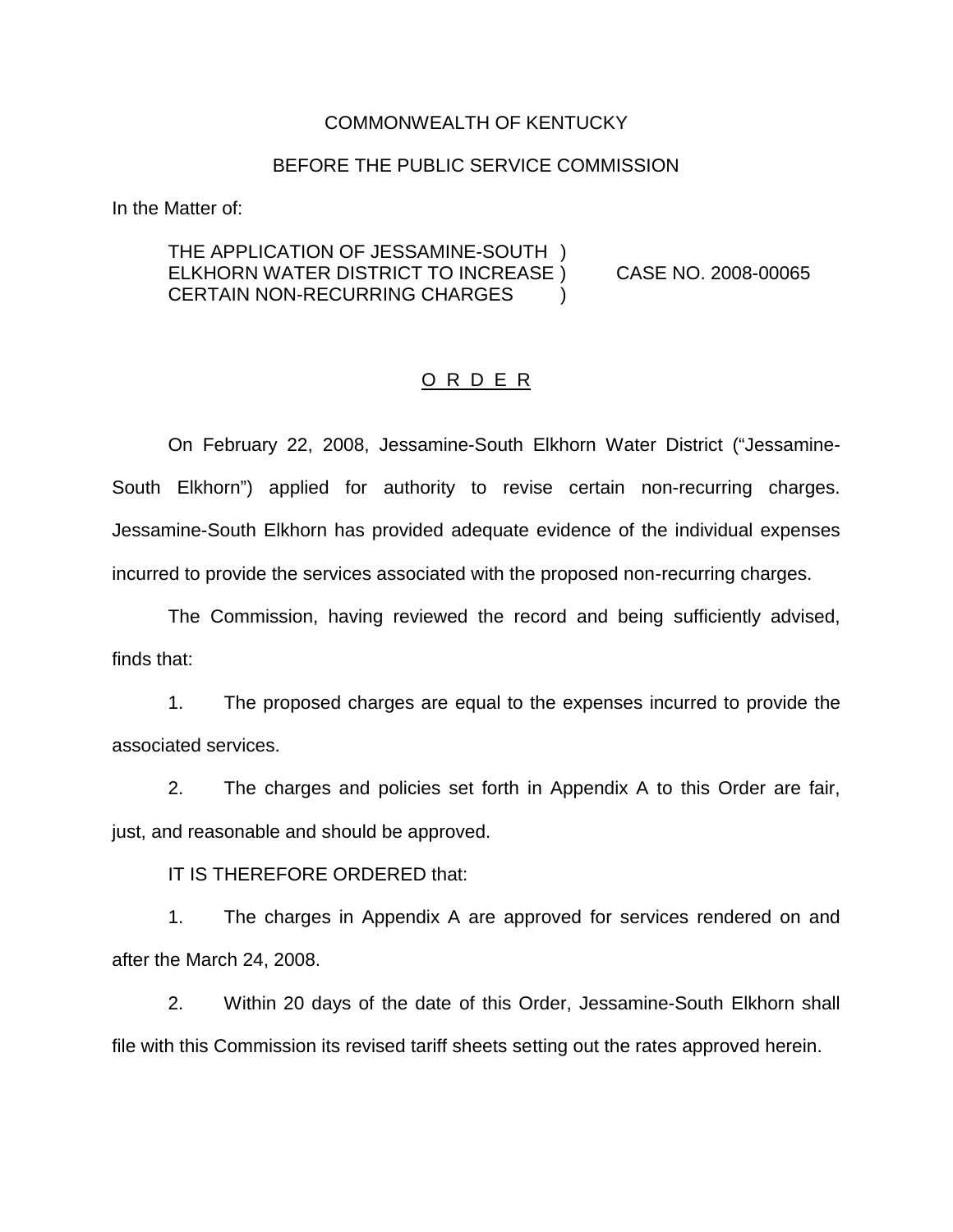COMMONWEALTH OF KENTUCKY

BEFORE THE PUBLIC SERVICE COMMISSION

In the Matter of:

THE APPLICATION OF JESSAMINE-SOUTH )
ELKHORN WATER DISTRICT TO INCREASE ) CASE NO. 2008-00065
CERTAIN NON-RECURRING CHARGES )

# O R D E R

On February 22, 2008, Jessamine-South Elkhorn Water District ("Jessamine-South Elkhorn") applied for authority to revise certain non-recurring charges. Jessamine-South Elkhorn has provided adequate evidence of the individual expenses incurred to provide the services associated with the proposed non-recurring charges.

The Commission, having reviewed the record and being sufficiently advised, finds that:

1. The proposed charges are equal to the expenses incurred to provide the associated services.

2. The charges and policies set forth in Appendix A to this Order are fair, just, and reasonable and should be approved.

IT IS THEREFORE ORDERED that:

1. The charges in Appendix A are approved for services rendered on and after the March 24, 2008.

2. Within 20 days of the date of this Order, Jessamine-South Elkhorn shall file with this Commission its revised tariff sheets setting out the rates approved herein.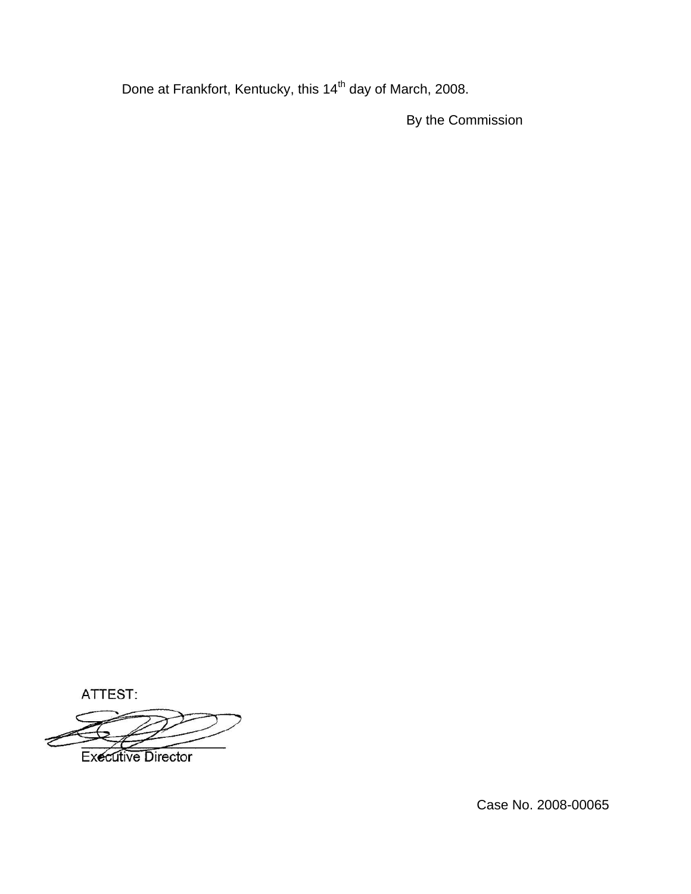Done at Frankfort, Kentucky, this 14th day of March, 2008.

By the Commission

ATTEST:

Executive Director

Case No. 2008-00065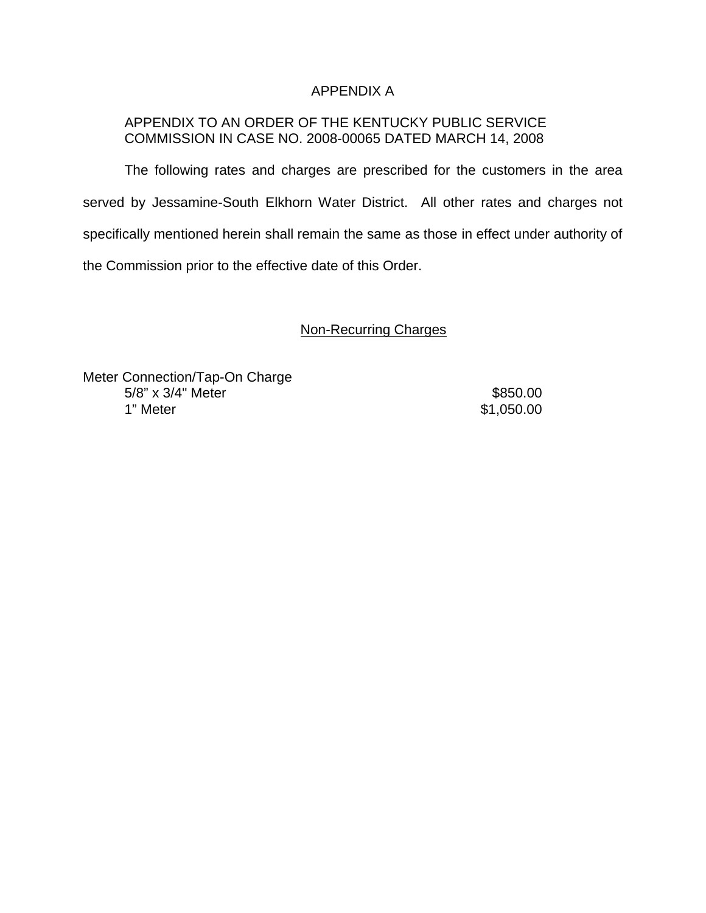# APPENDIX A

APPENDIX TO AN ORDER OF THE KENTUCKY PUBLIC SERVICE COMMISSION IN CASE NO. 2008-00065 DATED MARCH 14, 2008

The following rates and charges are prescribed for the customers in the area served by Jessamine-South Elkhorn Water District. All other rates and charges not specifically mentioned herein shall remain the same as those in effect under authority of the Commission prior to the effective date of this Order.

## Non-Recurring Charges

Meter Connection/Tap-On Charge

| | |
|---|---|
| 5/8" x 3/4" Meter | $850.00 |
| 1" Meter | $1,050.00 |